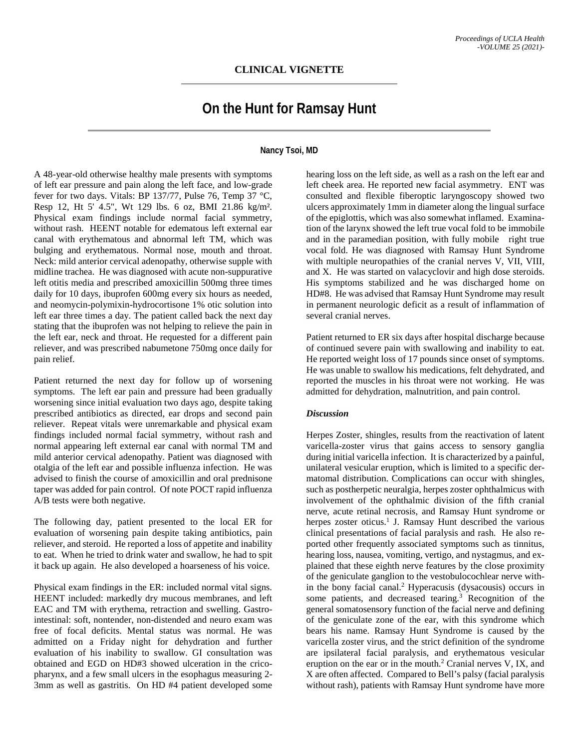CLINICAL VIGNETTE

# On the Hunt for Ramsay Hunt

**Nancy Tsoi, MD**

A 48-year-old otherwise healthy male presents with symptoms of left ear pressure and pain along the left face, and low-grade fever for two days. Vitals: BP 137/77, Pulse 76, Temp 37 °C, Resp 12, Ht 5' 4.5", Wt 129 lbs. 6 oz, BMI 21.86 kg/m². Physical exam findings include normal facial symmetry, without rash. HEENT notable for edematous left external ear canal with erythematous and abnormal left TM, which was bulging and erythematous. Normal nose, mouth and throat. Neck: mild anterior cervical adenopathy, otherwise supple with midline trachea. He was diagnosed with acute non-suppurative left otitis media and prescribed amoxicillin 500mg three times daily for 10 days, ibuprofen 600mg every six hours as needed, and neomycin-polymixin-hydrocortisone 1% otic solution into left ear three times a day. The patient called back the next day stating that the ibuprofen was not helping to relieve the pain in the left ear, neck and throat. He requested for a different pain reliever, and was prescribed nabumetone 750mg once daily for pain relief.

Patient returned the next day for follow up of worsening symptoms. The left ear pain and pressure had been gradually worsening since initial evaluation two days ago, despite taking prescribed antibiotics as directed, ear drops and second pain reliever. Repeat vitals were unremarkable and physical exam findings included normal facial symmetry, without rash and normal appearing left external ear canal with normal TM and mild anterior cervical adenopathy. Patient was diagnosed with otalgia of the left ear and possible influenza infection. He was advised to finish the course of amoxicillin and oral prednisone taper was added for pain control. Of note POCT rapid influenza A/B tests were both negative.

The following day, patient presented to the local ER for evaluation of worsening pain despite taking antibiotics, pain reliever, and steroid. He reported a loss of appetite and inability to eat. When he tried to drink water and swallow, he had to spit it back up again. He also developed a hoarseness of his voice.

Physical exam findings in the ER: included normal vital signs. HEENT included: markedly dry mucous membranes, and left EAC and TM with erythema, retraction and swelling. Gastrointestinal: soft, nontender, non-distended and neuro exam was free of focal deficits. Mental status was normal. He was admitted on a Friday night for dehydration and further evaluation of his inability to swallow. GI consultation was obtained and EGD on HD#3 showed ulceration in the cricopharynx, and a few small ulcers in the esophagus measuring 2-3mm as well as gastritis. On HD #4 patient developed some hearing loss on the left side, as well as a rash on the left ear and left cheek area. He reported new facial asymmetry. ENT was consulted and flexible fiberoptic laryngoscopy showed two ulcers approximately 1mm in diameter along the lingual surface of the epiglottis, which was also somewhat inflamed. Examination of the larynx showed the left true vocal fold to be immobile and in the paramedian position, with fully mobile right true vocal fold. He was diagnosed with Ramsay Hunt Syndrome with multiple neuropathies of the cranial nerves V, VII, VIII, and X. He was started on valacyclovir and high dose steroids. His symptoms stabilized and he was discharged home on HD#8. He was advised that Ramsay Hunt Syndrome may result in permanent neurologic deficit as a result of inflammation of several cranial nerves.

Patient returned to ER six days after hospital discharge because of continued severe pain with swallowing and inability to eat. He reported weight loss of 17 pounds since onset of symptoms. He was unable to swallow his medications, felt dehydrated, and reported the muscles in his throat were not working. He was admitted for dehydration, malnutrition, and pain control.

### *Discussion*

Herpes Zoster, shingles, results from the reactivation of latent varicella-zoster virus that gains access to sensory ganglia during initial varicella infection. It is characterized by a painful, unilateral vesicular eruption, which is limited to a specific dermatomal distribution. Complications can occur with shingles, such as postherpetic neuralgia, herpes zoster ophthalmicus with involvement of the ophthalmic division of the fifth cranial nerve, acute retinal necrosis, and Ramsay Hunt syndrome or herpes zoster oticus.[1] J. Ramsay Hunt described the various clinical presentations of facial paralysis and rash. He also reported other frequently associated symptoms such as tinnitus, hearing loss, nausea, vomiting, vertigo, and nystagmus, and explained that these eighth nerve features by the close proximity of the geniculate ganglion to the vestobulocochlear nerve within the bony facial canal.[2] Hyperacusis (dysacousis) occurs in some patients, and decreased tearing.[3] Recognition of the general somatosensory function of the facial nerve and defining of the geniculate zone of the ear, with this syndrome which bears his name. Ramsay Hunt Syndrome is caused by the varicella zoster virus, and the strict definition of the syndrome are ipsilateral facial paralysis, and erythematous vesicular eruption on the ear or in the mouth.[2] Cranial nerves V, IX, and X are often affected. Compared to Bell's palsy (facial paralysis without rash), patients with Ramsay Hunt syndrome have more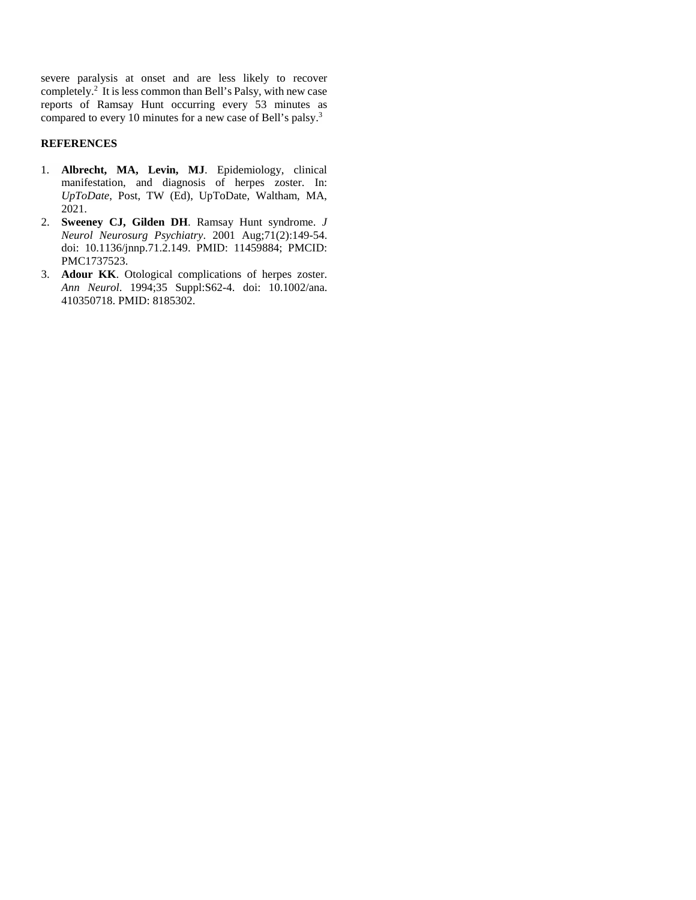severe paralysis at onset and are less likely to recover completely.[2] It is less common than Bell's Palsy, with new case reports of Ramsay Hunt occurring every 53 minutes as compared to every 10 minutes for a new case of Bell's palsy.[3]

## REFERENCES

1. **Albrecht, MA, Levin, MJ**. Epidemiology, clinical manifestation, and diagnosis of herpes zoster. In: *UpToDate*, Post, TW (Ed), UpToDate, Waltham, MA, 2021.
2. **Sweeney CJ, Gilden DH**. Ramsay Hunt syndrome. *J Neurol Neurosurg Psychiatry*. 2001 Aug;71(2):149-54. doi: 10.1136/jnnp.71.2.149. PMID: 11459884; PMCID: PMC1737523.
3. **Adour KK**. Otological complications of herpes zoster. *Ann Neurol*. 1994;35 Suppl:S62-4. doi: 10.1002/ana.410350718. PMID: 8185302.